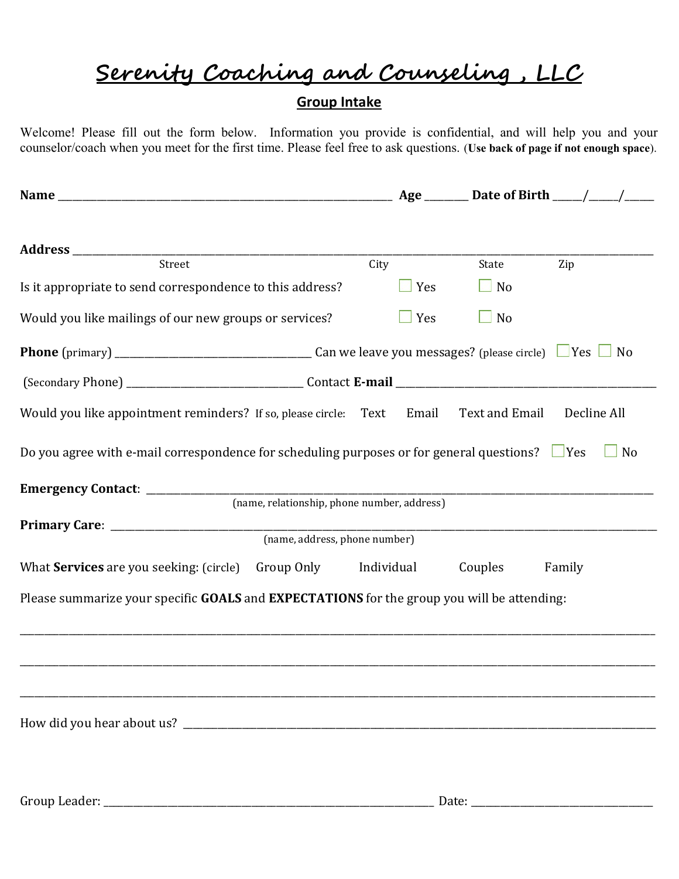# Serenity Coaching and Counseling , LLC

## Group Intake

Welcome! Please fill out the form below. Information you provide is confidential, and will help you and your counselor/coach when you meet for the first time. Please feel free to ask questions. (**Use back of page if not enough space**).

**Name** ____________________________________________ **Age** _______ **Date of Birth** _____/_____/_____

**Address** ________________________________________________________________________________
Street City State Zip

Is it appropriate to send correspondence to this address? ☐ Yes ☐ No

Would you like mailings of our new groups or services? ☐ Yes ☐ No

**Phone** (primary) ______________________________ Can we leave you messages? (please circle) ☐ Yes ☐ No

(Secondary Phone) ___________________________ Contact **E-mail** ________________________________________

Would you like appointment reminders? If so, please circle: Text Email Text and Email Decline All

Do you agree with e-mail correspondence for scheduling purposes or for general questions? ☐ Yes ☐ No

**Emergency Contact**: ________________________________________________________________________
(name, relationship, phone number, address)

**Primary Care**: ____________________________________________________________________________
(name, address, phone number)

What **Services** are you seeking: (circle) Group Only Individual Couples Family

Please summarize your specific **GOALS** and **EXPECTATIONS** for the group you will be attending:

________________________________________________________________________________________

________________________________________________________________________________________

________________________________________________________________________________________

How did you hear about us? _______________________________________________________________

Group Leader: _______________________________________________ Date: ___________________________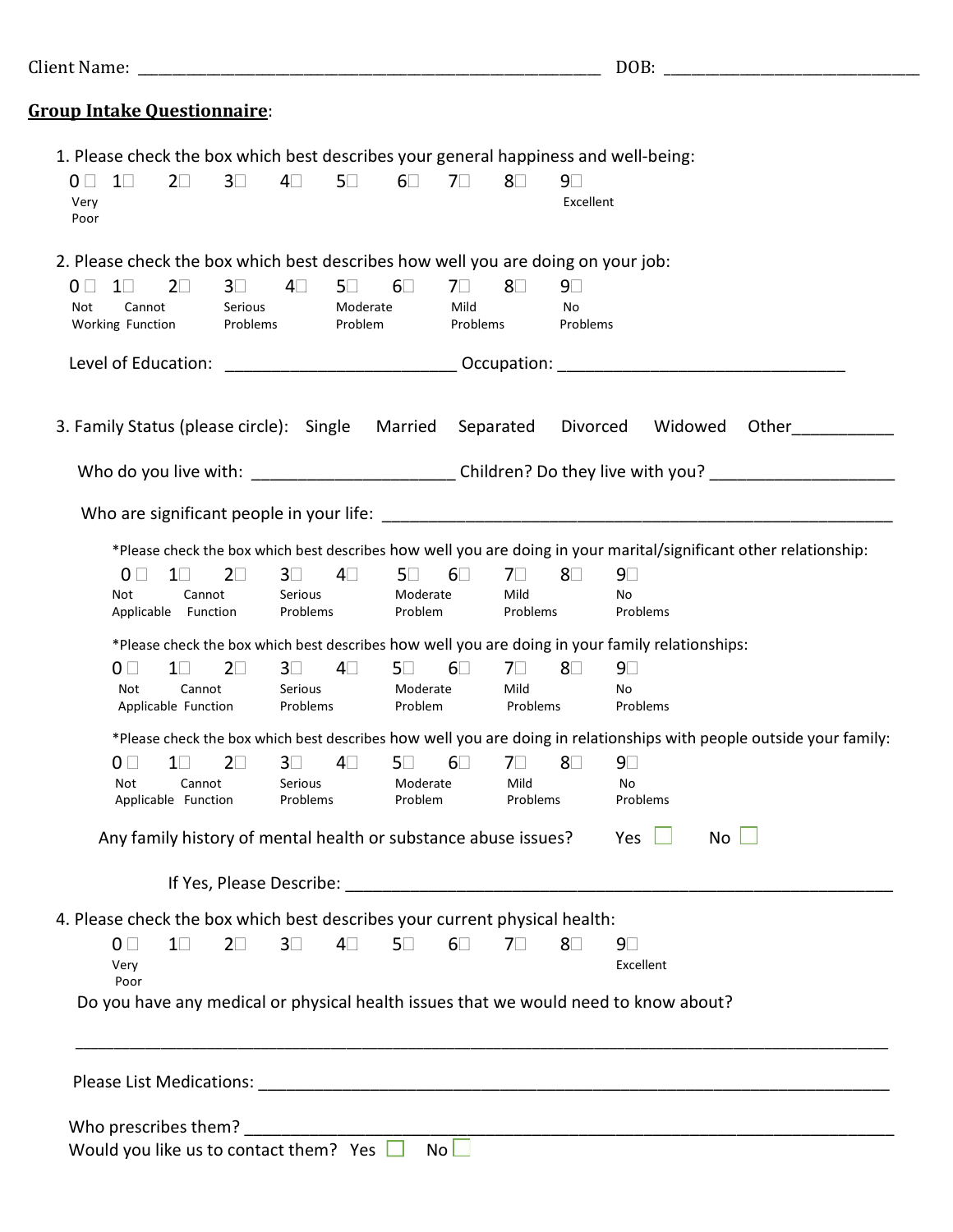Client Name: ______________________________________________ DOB: ___________________________

**Group Intake Questionnaire**:

1. Please check the box which best describes your general happiness and well-being:

   0☐ 1☐ 2☐ 3☐ 4☐ 5☐ 6☐ 7☐ 8☐ 9☐

   Very Poor (0) … Excellent (9)

2. Please check the box which best describes how well you are doing on your job:

   0☐ 1☐ 2☐ 3☐ 4☐ 5☐ 6☐ 7☐ 8☐ 9☐

   Not Working (0) · Cannot Function (1) · Serious Problems (3) · Moderate Problem (5) · Mild Problems (7) · No Problems (9)

   Level of Education: ________________________ Occupation: ______________________________

3. Family Status (please circle): Single Married Separated Divorced Widowed Other___________

   Who do you live with: _____________________ Children? Do they live with you? ___________________

   Who are significant people in your life: ______________________________________________________

   *Please check the box which best describes how well you are doing in your marital/significant other relationship:

   0☐ 1☐ 2☐ 3☐ 4☐ 5☐ 6☐ 7☐ 8☐ 9☐

   Not Applicable (0) · Cannot Function (1) · Serious Problems (3) · Moderate Problem (5) · Mild Problems (7) · No Problems (9)

   *Please check the box which best describes how well you are doing in your family relationships:

   0☐ 1☐ 2☐ 3☐ 4☐ 5☐ 6☐ 7☐ 8☐ 9☐

   Not Applicable (0) · Cannot Function (1) · Serious Problems (3) · Moderate Problem (5) · Mild Problems (7) · No Problems (9)

   *Please check the box which best describes how well you are doing in relationships with people outside your family:

   0☐ 1☐ 2☐ 3☐ 4☐ 5☐ 6☐ 7☐ 8☐ 9☐

   Not Applicable (0) · Cannot Function (1) · Serious Problems (3) · Moderate Problem (5) · Mild Problems (7) · No Problems (9)

   Any family history of mental health or substance abuse issues? Yes ☐ No ☐

   If Yes, Please Describe: ______________________________________________________

4. Please check the box which best describes your current physical health:

   0☐ 1☐ 2☐ 3☐ 4☐ 5☐ 6☐ 7☐ 8☐ 9☐

   Very Poor (0) … Excellent (9)

   Do you have any medical or physical health issues that we would need to know about?

   ______________________________________________________________________________

   Please List Medications: ______________________________________________________

   Who prescribes them? ______________________________________________________

   Would you like us to contact them? Yes ☐ No ☐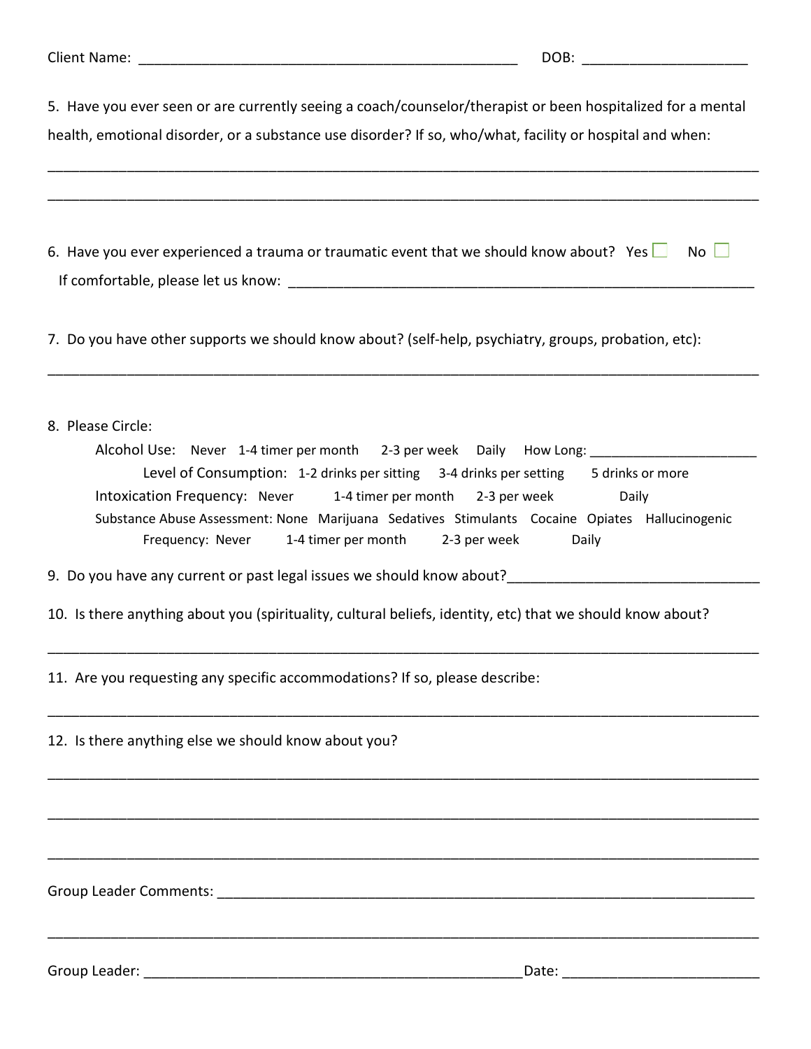Client Name: ___________________________________________________ DOB: ______________________

5. Have you ever seen or are currently seeing a coach/counselor/therapist or been hospitalized for a mental health, emotional disorder, or a substance use disorder? If so, who/what, facility or hospital and when:

_____________________________________________________________________________________________

_____________________________________________________________________________________________

6. Have you ever experienced a trauma or traumatic event that we should know about? Yes ☐ No ☐

If comfortable, please let us know: _____________________________________________________________

7. Do you have other supports we should know about? (self-help, psychiatry, groups, probation, etc):

_____________________________________________________________________________________________

8. Please Circle:

Alcohol Use: Never 1-4 timer per month 2-3 per week Daily How Long: ______________________

Level of Consumption: 1-2 drinks per sitting 3-4 drinks per setting 5 drinks or more

Intoxication Frequency: Never 1-4 timer per month 2-3 per week Daily

Substance Abuse Assessment: None Marijuana Sedatives Stimulants Cocaine Opiates Hallucinogenic

Frequency: Never 1-4 timer per month 2-3 per week Daily

9. Do you have any current or past legal issues we should know about?________________________________

10. Is there anything about you (spirituality, cultural beliefs, identity, etc) that we should know about?

_____________________________________________________________________________________________

11. Are you requesting any specific accommodations? If so, please describe:

_____________________________________________________________________________________________

12. Is there anything else we should know about you?

_____________________________________________________________________________________________

_____________________________________________________________________________________________

_____________________________________________________________________________________________

Group Leader Comments: _______________________________________________________________________

_____________________________________________________________________________________________

Group Leader: _______________________________________________Date: _________________________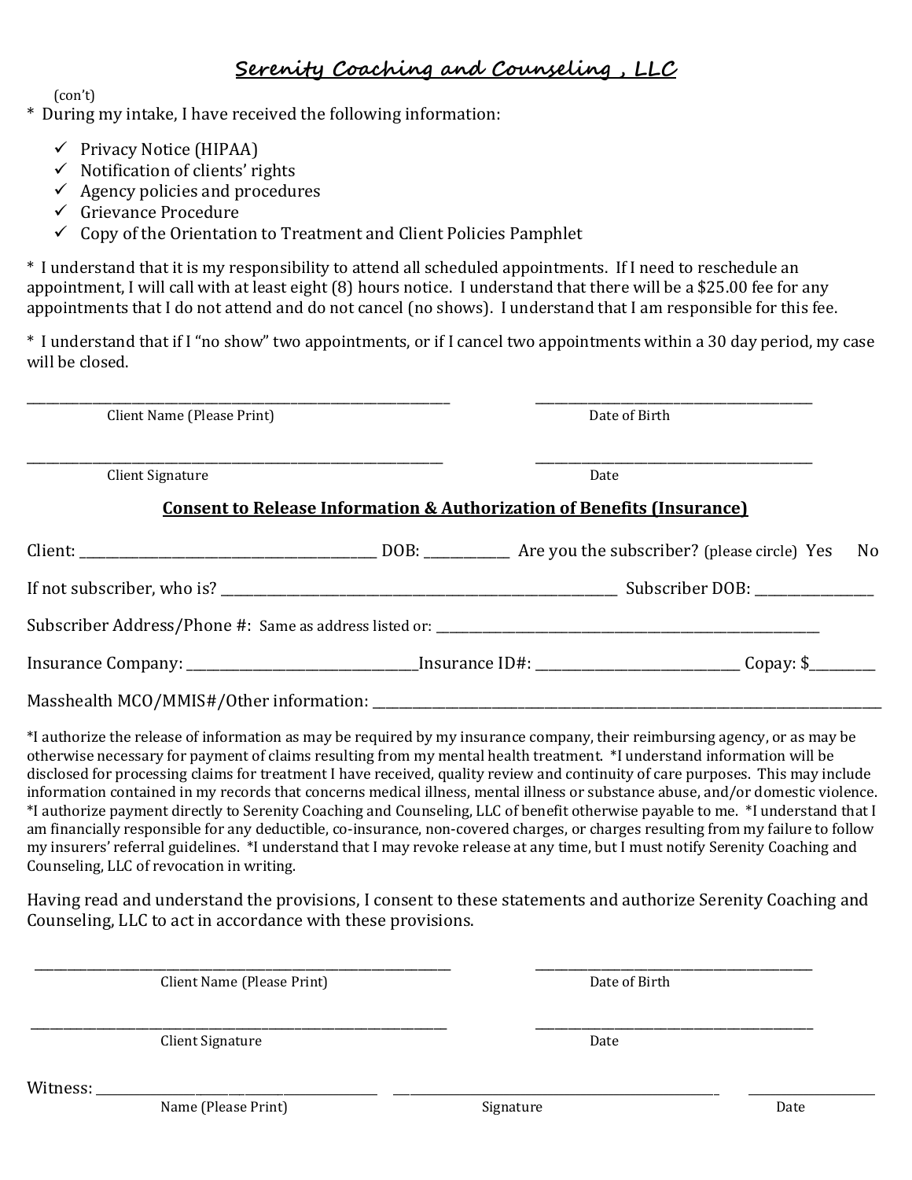## Serenity Coaching and Counseling , LLC

(con't)

* During my intake, I have received the following information:

- ✓ Privacy Notice (HIPAA)
- ✓ Notification of clients' rights
- ✓ Agency policies and procedures
- ✓ Grievance Procedure
- ✓ Copy of the Orientation to Treatment and Client Policies Pamphlet

* I understand that it is my responsibility to attend all scheduled appointments. If I need to reschedule an appointment, I will call with at least eight (8) hours notice. I understand that there will be a $25.00 fee for any appointments that I do not attend and do not cancel (no shows). I understand that I am responsible for this fee.

* I understand that if I "no show" two appointments, or if I cancel two appointments within a 30 day period, my case will be closed.

\_\_\_\_\_\_\_\_\_\_\_\_\_\_\_\_\_\_\_\_\_\_\_\_\_\_\_\_\_\_\_\_\_\_\_\_\_\_\_\_ Client Name (Please Print)

\_\_\_\_\_\_\_\_\_\_\_\_\_\_\_\_\_\_\_\_\_\_\_\_\_\_\_\_\_\_ Date of Birth

\_\_\_\_\_\_\_\_\_\_\_\_\_\_\_\_\_\_\_\_\_\_\_\_\_\_\_\_\_\_\_\_\_\_\_\_\_\_\_\_ Client Signature

\_\_\_\_\_\_\_\_\_\_\_\_\_\_\_\_\_\_\_\_\_\_\_\_\_\_\_\_\_\_ Date

### Consent to Release Information & Authorization of Benefits (Insurance)

Client: \_\_\_\_\_\_\_\_\_\_\_\_\_\_\_\_\_\_\_\_\_\_\_\_\_\_\_\_\_\_ DOB: \_\_\_\_\_\_\_\_\_\_ Are you the subscriber? (please circle) Yes No

If not subscriber, who is? \_\_\_\_\_\_\_\_\_\_\_\_\_\_\_\_\_\_\_\_\_\_\_\_\_\_\_\_\_\_\_\_\_\_\_\_\_\_\_\_ Subscriber DOB: \_\_\_\_\_\_\_\_\_\_\_\_

Subscriber Address/Phone #: Same as address listed or: \_\_\_\_\_\_\_\_\_\_\_\_\_\_\_\_\_\_\_\_\_\_\_\_\_\_\_\_\_\_\_\_\_\_\_\_\_\_\_\_

Insurance Company: \_\_\_\_\_\_\_\_\_\_\_\_\_\_\_\_\_\_\_\_\_\_\_\_Insurance ID#: \_\_\_\_\_\_\_\_\_\_\_\_\_\_\_\_\_\_\_\_ Copay: $\_\_\_\_\_\_\_

Masshealth MCO/MMIS#/Other information: \_\_\_\_\_\_\_\_\_\_\_\_\_\_\_\_\_\_\_\_\_\_\_\_\_\_\_\_\_\_\_\_\_\_\_\_\_\_\_\_\_\_\_\_\_\_\_\_\_\_\_\_

*I authorize the release of information as may be required by my insurance company, their reimbursing agency, or as may be otherwise necessary for payment of claims resulting from my mental health treatment. *I understand information will be disclosed for processing claims for treatment I have received, quality review and continuity of care purposes. This may include information contained in my records that concerns medical illness, mental illness or substance abuse, and/or domestic violence. *I authorize payment directly to Serenity Coaching and Counseling, LLC of benefit otherwise payable to me. *I understand that I am financially responsible for any deductible, co-insurance, non-covered charges, or charges resulting from my failure to follow my insurers' referral guidelines. *I understand that I may revoke release at any time, but I must notify Serenity Coaching and Counseling, LLC of revocation in writing.

Having read and understand the provisions, I consent to these statements and authorize Serenity Coaching and Counseling, LLC to act in accordance with these provisions.

\_\_\_\_\_\_\_\_\_\_\_\_\_\_\_\_\_\_\_\_\_\_\_\_\_\_\_\_\_\_\_\_\_\_\_\_\_\_\_\_ Client Name (Please Print)

\_\_\_\_\_\_\_\_\_\_\_\_\_\_\_\_\_\_\_\_\_\_\_\_\_\_\_\_\_\_ Date of Birth

\_\_\_\_\_\_\_\_\_\_\_\_\_\_\_\_\_\_\_\_\_\_\_\_\_\_\_\_\_\_\_\_\_\_\_\_\_\_\_\_ Client Signature

\_\_\_\_\_\_\_\_\_\_\_\_\_\_\_\_\_\_\_\_\_\_\_\_\_\_\_\_\_\_ Date

Witness: \_\_\_\_\_\_\_\_\_\_\_\_\_\_\_\_\_\_\_\_\_\_\_\_\_\_\_\_ Name (Please Print) \_\_\_\_\_\_\_\_\_\_\_\_\_\_\_\_\_\_\_\_\_\_\_\_\_\_\_\_ Signature \_\_\_\_\_\_\_\_\_\_\_\_\_\_ Date